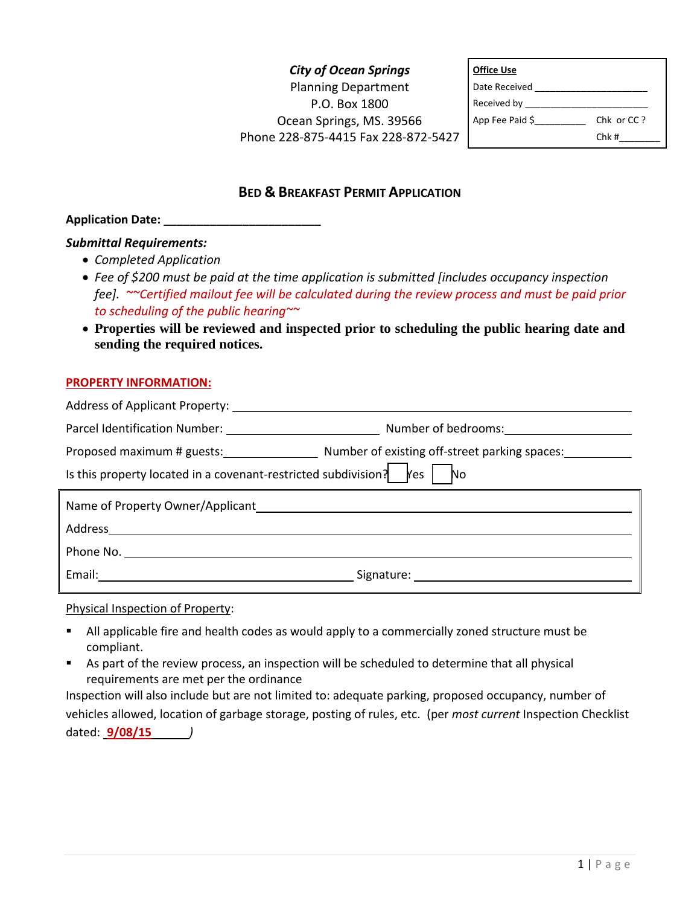*City of Ocean Springs*
Planning Department
P.O. Box 1800
Ocean Springs, MS. 39566
Phone 228-875-4415 Fax 228-872-5427

| **Office Use** | |
|---|---|
| Date Received ____________________ | |
| Received by ______________________ | |
| App Fee Paid $_________ | Chk or CC ? |
| | Chk #_______ |

## BED & BREAKFAST PERMIT APPLICATION

**Application Date: _______________________**

***Submittal Requirements:***

- *Completed Application*
- *Fee of $200 must be paid at the time application is submitted [includes occupancy inspection fee]. ~~Certified mailout fee will be calculated during the review process and must be paid prior to scheduling of the public hearing~~*
- **Properties will be reviewed and inspected prior to scheduling the public hearing date and sending the required notices.**

**PROPERTY INFORMATION:**

Address of Applicant Property: ____________________________________________

Parcel Identification Number: ______________________ Number of bedrooms: ________________

Proposed maximum # guests: ______________ Number of existing off-street parking spaces: __________

Is this property located in a covenant-restricted subdivision? ☐ Yes ☐ No

Name of Property Owner/Applicant ____________________________________________

Address ____________________________________________

Phone No. ____________________________________________

Email: ______________________________ Signature: ______________________________

Physical Inspection of Property:

- All applicable fire and health codes as would apply to a commercially zoned structure must be compliant.
- As part of the review process, an inspection will be scheduled to determine that all physical requirements are met per the ordinance

Inspection will also include but are not limited to: adequate parking, proposed occupancy, number of vehicles allowed, location of garbage storage, posting of rules, etc. (per *most current* Inspection Checklist dated: **9/08/15**)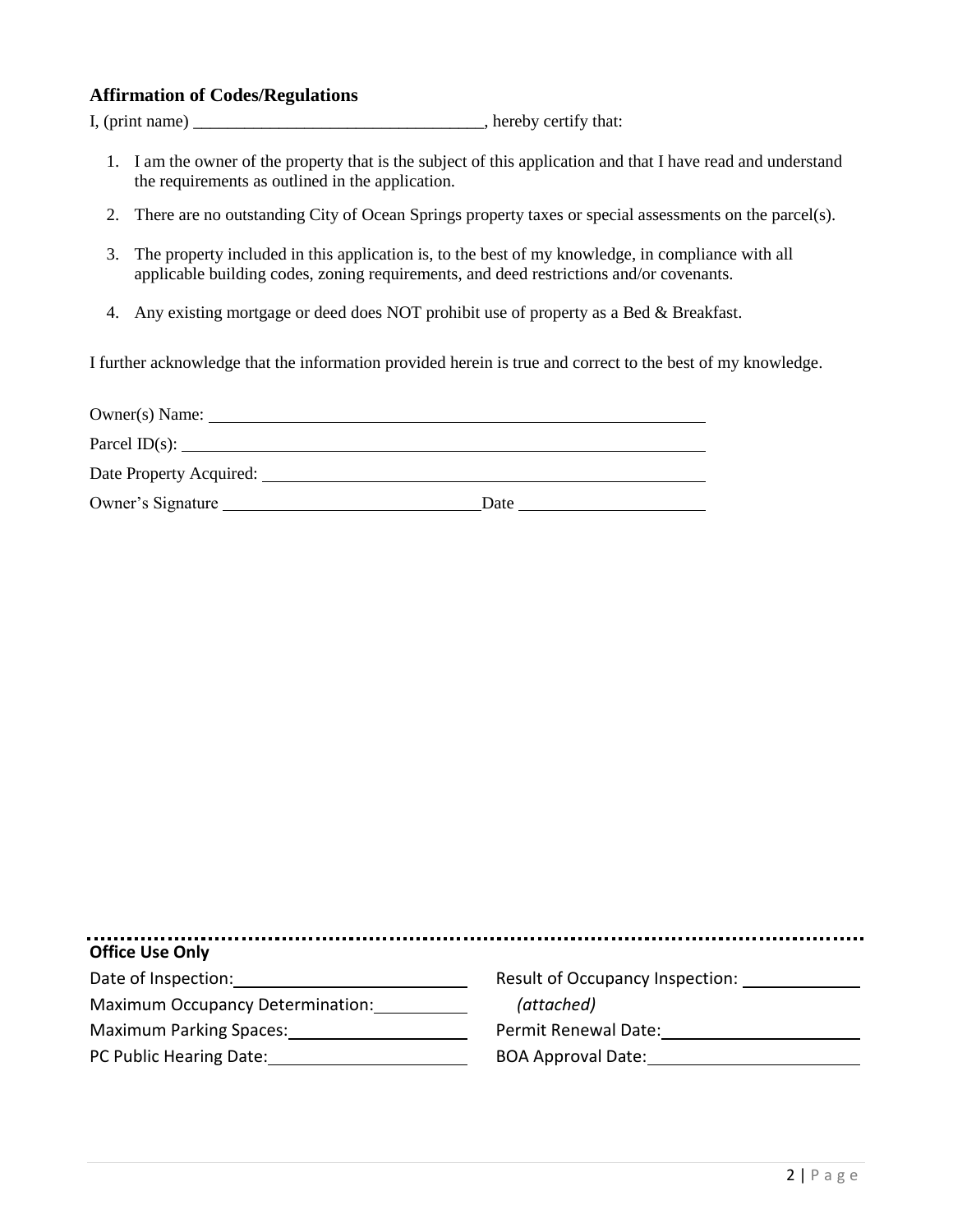### Affirmation of Codes/Regulations

I, (print name) ___________________________________, hereby certify that:

1. I am the owner of the property that is the subject of this application and that I have read and understand the requirements as outlined in the application.
2. There are no outstanding City of Ocean Springs property taxes or special assessments on the parcel(s).
3. The property included in this application is, to the best of my knowledge, in compliance with all applicable building codes, zoning requirements, and deed restrictions and/or covenants.
4. Any existing mortgage or deed does NOT prohibit use of property as a Bed & Breakfast.

I further acknowledge that the information provided herein is true and correct to the best of my knowledge.

Owner(s) Name: ___________________________________________

Parcel ID(s): ___________________________________________

Date Property Acquired: ___________________________________________

Owner's Signature ______________________________ Date ____________________

---

**Office Use Only**

Date of Inspection: ________________________

Maximum Occupancy Determination: __________

Maximum Parking Spaces: ___________________

PC Public Hearing Date: ____________________

Result of Occupancy Inspection: ____________ *(attached)*

Permit Renewal Date: ______________________

BOA Approval Date: ______________________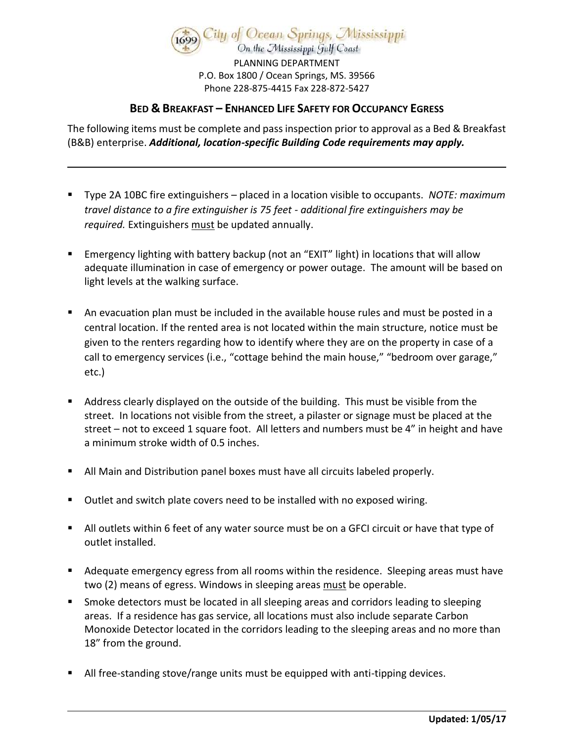City of Ocean Springs, Mississippi
On the Mississippi Gulf Coast

PLANNING DEPARTMENT
P.O. Box 1800 / Ocean Springs, MS. 39566
Phone 228-875-4415 Fax 228-872-5427

## BED & BREAKFAST – ENHANCED LIFE SAFETY FOR OCCUPANCY EGRESS

The following items must be complete and pass inspection prior to approval as a Bed & Breakfast (B&B) enterprise. ***Additional, location-specific Building Code requirements may apply.***

---

- Type 2A 10BC fire extinguishers – placed in a location visible to occupants. *NOTE: maximum travel distance to a fire extinguisher is 75 feet - additional fire extinguishers may be required.* Extinguishers must be updated annually.
- Emergency lighting with battery backup (not an "EXIT" light) in locations that will allow adequate illumination in case of emergency or power outage. The amount will be based on light levels at the walking surface.
- An evacuation plan must be included in the available house rules and must be posted in a central location. If the rented area is not located within the main structure, notice must be given to the renters regarding how to identify where they are on the property in case of a call to emergency services (i.e., "cottage behind the main house," "bedroom over garage," etc.)
- Address clearly displayed on the outside of the building. This must be visible from the street. In locations not visible from the street, a pilaster or signage must be placed at the street – not to exceed 1 square foot. All letters and numbers must be 4" in height and have a minimum stroke width of 0.5 inches.
- All Main and Distribution panel boxes must have all circuits labeled properly.
- Outlet and switch plate covers need to be installed with no exposed wiring.
- All outlets within 6 feet of any water source must be on a GFCI circuit or have that type of outlet installed.
- Adequate emergency egress from all rooms within the residence. Sleeping areas must have two (2) means of egress. Windows in sleeping areas must be operable.
- Smoke detectors must be located in all sleeping areas and corridors leading to sleeping areas. If a residence has gas service, all locations must also include separate Carbon Monoxide Detector located in the corridors leading to the sleeping areas and no more than 18" from the ground.
- All free-standing stove/range units must be equipped with anti-tipping devices.

**Updated: 1/05/17**